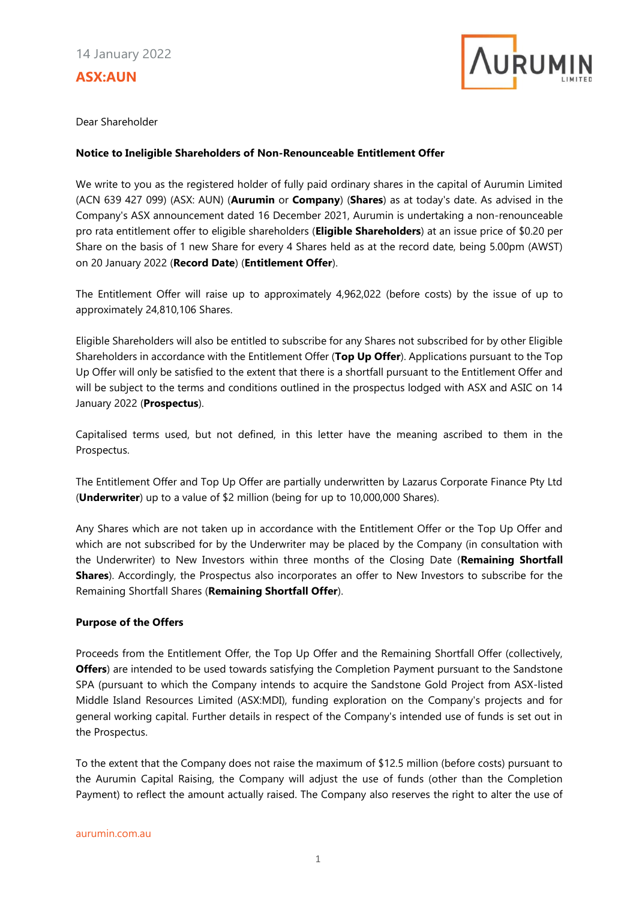14 January 2022

**ASX:AUN**

Dear Shareholder

**Notice to Ineligible Shareholders of Non-Renounceable Entitlement Offer**

We write to you as the registered holder of fully paid ordinary shares in the capital of Aurumin Limited (ACN 639 427 099) (ASX: AUN) (**Aurumin** or **Company**) (**Shares**) as at today's date. As advised in the Company's ASX announcement dated 16 December 2021, Aurumin is undertaking a non-renounceable pro rata entitlement offer to eligible shareholders (**Eligible Shareholders**) at an issue price of $0.20 per Share on the basis of 1 new Share for every 4 Shares held as at the record date, being 5.00pm (AWST) on 20 January 2022 (**Record Date**) (**Entitlement Offer**).

The Entitlement Offer will raise up to approximately 4,962,022 (before costs) by the issue of up to approximately 24,810,106 Shares.

Eligible Shareholders will also be entitled to subscribe for any Shares not subscribed for by other Eligible Shareholders in accordance with the Entitlement Offer (**Top Up Offer**). Applications pursuant to the Top Up Offer will only be satisfied to the extent that there is a shortfall pursuant to the Entitlement Offer and will be subject to the terms and conditions outlined in the prospectus lodged with ASX and ASIC on 14 January 2022 (**Prospectus**).

Capitalised terms used, but not defined, in this letter have the meaning ascribed to them in the Prospectus.

The Entitlement Offer and Top Up Offer are partially underwritten by Lazarus Corporate Finance Pty Ltd (**Underwriter**) up to a value of $2 million (being for up to 10,000,000 Shares).

Any Shares which are not taken up in accordance with the Entitlement Offer or the Top Up Offer and which are not subscribed for by the Underwriter may be placed by the Company (in consultation with the Underwriter) to New Investors within three months of the Closing Date (**Remaining Shortfall Shares**). Accordingly, the Prospectus also incorporates an offer to New Investors to subscribe for the Remaining Shortfall Shares (**Remaining Shortfall Offer**).

**Purpose of the Offers**

Proceeds from the Entitlement Offer, the Top Up Offer and the Remaining Shortfall Offer (collectively, **Offers**) are intended to be used towards satisfying the Completion Payment pursuant to the Sandstone SPA (pursuant to which the Company intends to acquire the Sandstone Gold Project from ASX-listed Middle Island Resources Limited (ASX:MDI), funding exploration on the Company's projects and for general working capital. Further details in respect of the Company's intended use of funds is set out in the Prospectus.

To the extent that the Company does not raise the maximum of $12.5 million (before costs) pursuant to the Aurumin Capital Raising, the Company will adjust the use of funds (other than the Completion Payment) to reflect the amount actually raised. The Company also reserves the right to alter the use of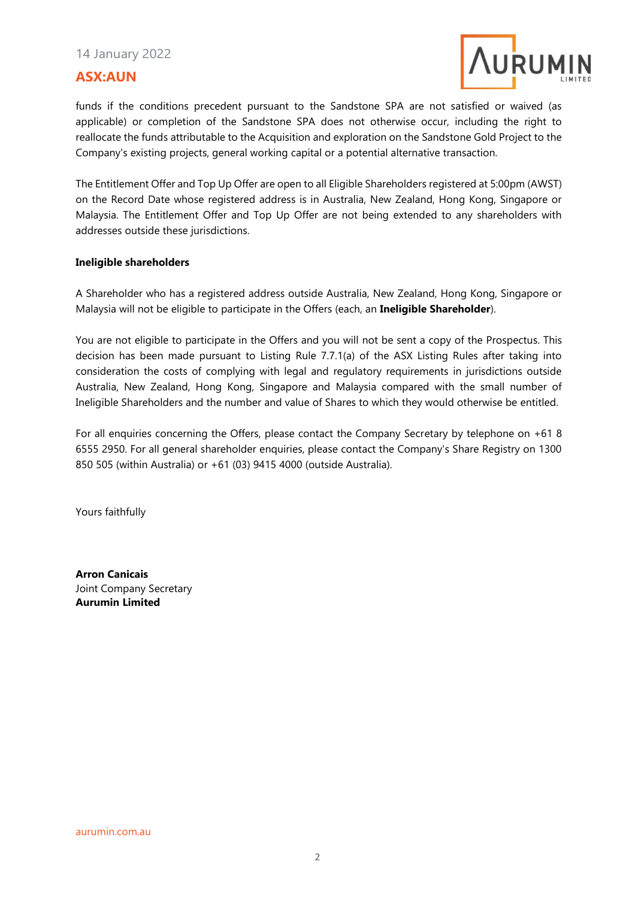funds if the conditions precedent pursuant to the Sandstone SPA are not satisfied or waived (as applicable) or completion of the Sandstone SPA does not otherwise occur, including the right to reallocate the funds attributable to the Acquisition and exploration on the Sandstone Gold Project to the Company's existing projects, general working capital or a potential alternative transaction.

The Entitlement Offer and Top Up Offer are open to all Eligible Shareholders registered at 5:00pm (AWST) on the Record Date whose registered address is in Australia, New Zealand, Hong Kong, Singapore or Malaysia. The Entitlement Offer and Top Up Offer are not being extended to any shareholders with addresses outside these jurisdictions.

**Ineligible shareholders**

A Shareholder who has a registered address outside Australia, New Zealand, Hong Kong, Singapore or Malaysia will not be eligible to participate in the Offers (each, an **Ineligible Shareholder**).

You are not eligible to participate in the Offers and you will not be sent a copy of the Prospectus. This decision has been made pursuant to Listing Rule 7.7.1(a) of the ASX Listing Rules after taking into consideration the costs of complying with legal and regulatory requirements in jurisdictions outside Australia, New Zealand, Hong Kong, Singapore and Malaysia compared with the small number of Ineligible Shareholders and the number and value of Shares to which they would otherwise be entitled.

For all enquiries concerning the Offers, please contact the Company Secretary by telephone on +61 8 6555 2950. For all general shareholder enquiries, please contact the Company's Share Registry on 1300 850 505 (within Australia) or +61 (03) 9415 4000 (outside Australia).

Yours faithfully

**Arron Canicais**
Joint Company Secretary
**Aurumin Limited**